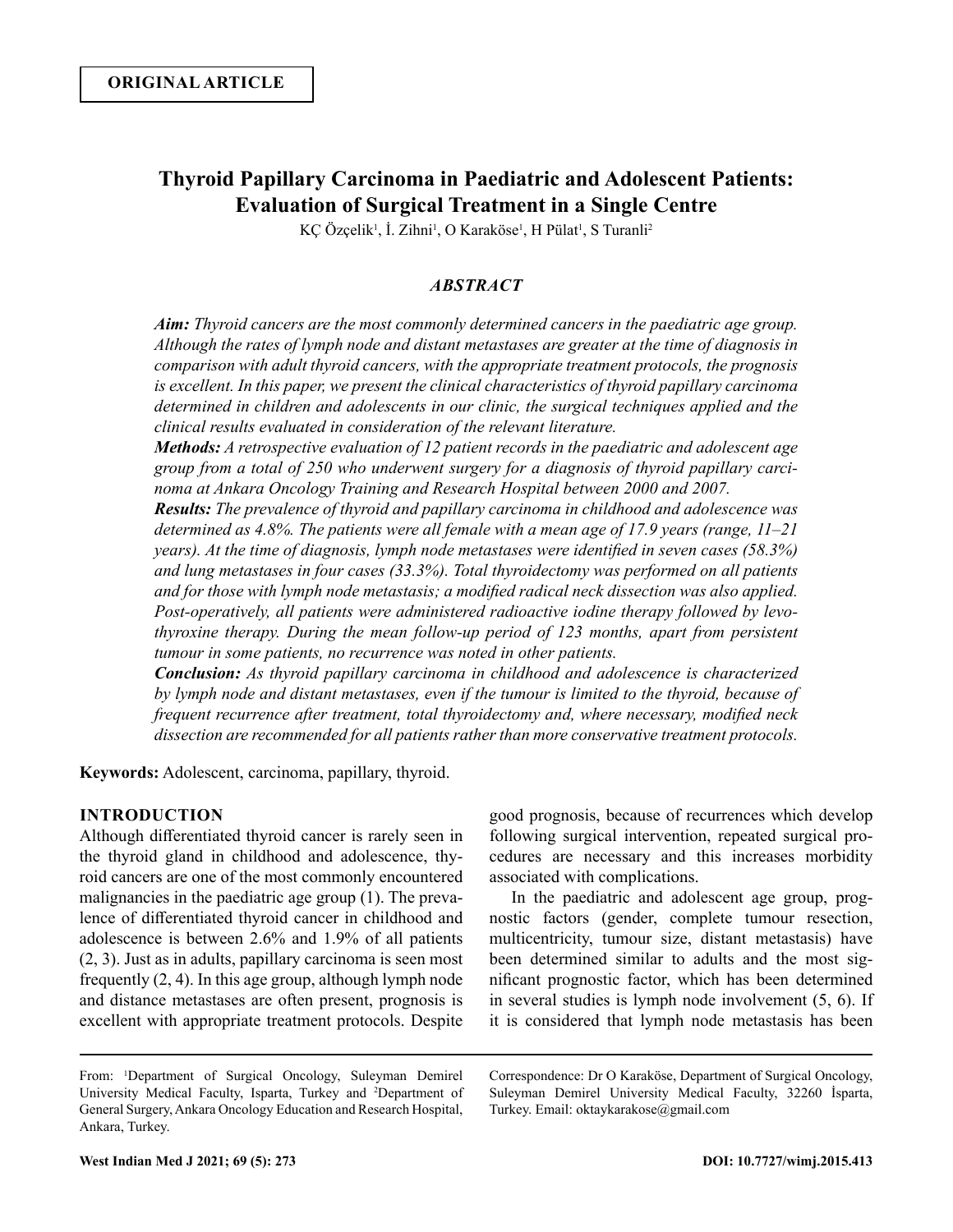**ORIGINAL ARTICLE**

# Thyroid Papillary Carcinoma in Paediatric and Adolescent Patients: Evaluation of Surgical Treatment in a Single Centre

KÇ Özçelik[1], İ. Zihni[1], O Karaköse[1], H Pülat[1], S Turanli[2]

## ABSTRACT

***Aim:*** *Thyroid cancers are the most commonly determined cancers in the paediatric age group. Although the rates of lymph node and distant metastases are greater at the time of diagnosis in comparison with adult thyroid cancers, with the appropriate treatment protocols, the prognosis is excellent. In this paper, we present the clinical characteristics of thyroid papillary carcinoma determined in children and adolescents in our clinic, the surgical techniques applied and the clinical results evaluated in consideration of the relevant literature.*

***Methods:*** *A retrospective evaluation of 12 patient records in the paediatric and adolescent age group from a total of 250 who underwent surgery for a diagnosis of thyroid papillary carcinoma at Ankara Oncology Training and Research Hospital between 2000 and 2007.*

***Results:*** *The prevalence of thyroid and papillary carcinoma in childhood and adolescence was determined as 4.8%. The patients were all female with a mean age of 17.9 years (range, 11–21 years). At the time of diagnosis, lymph node metastases were identified in seven cases (58.3%) and lung metastases in four cases (33.3%). Total thyroidectomy was performed on all patients and for those with lymph node metastasis; a modified radical neck dissection was also applied. Post-operatively, all patients were administered radioactive iodine therapy followed by levothyroxine therapy. During the mean follow-up period of 123 months, apart from persistent tumour in some patients, no recurrence was noted in other patients.*

***Conclusion:*** *As thyroid papillary carcinoma in childhood and adolescence is characterized by lymph node and distant metastases, even if the tumour is limited to the thyroid, because of frequent recurrence after treatment, total thyroidectomy and, where necessary, modified neck dissection are recommended for all patients rather than more conservative treatment protocols.*

**Keywords:** Adolescent, carcinoma, papillary, thyroid.

## INTRODUCTION

Although differentiated thyroid cancer is rarely seen in the thyroid gland in childhood and adolescence, thyroid cancers are one of the most commonly encountered malignancies in the paediatric age group (1). The prevalence of differentiated thyroid cancer in childhood and adolescence is between 2.6% and 1.9% of all patients (2, 3). Just as in adults, papillary carcinoma is seen most frequently (2, 4). In this age group, although lymph node and distance metastases are often present, prognosis is excellent with appropriate treatment protocols. Despite good prognosis, because of recurrences which develop following surgical intervention, repeated surgical procedures are necessary and this increases morbidity associated with complications.

In the paediatric and adolescent age group, prognostic factors (gender, complete tumour resection, multicentricity, tumour size, distant metastasis) have been determined similar to adults and the most significant prognostic factor, which has been determined in several studies is lymph node involvement (5, 6). If it is considered that lymph node metastasis has been

From: [1]Department of Surgical Oncology, Suleyman Demirel University Medical Faculty, Isparta, Turkey and [2]Department of General Surgery, Ankara Oncology Education and Research Hospital, Ankara, Turkey.

Correspondence: Dr O Karaköse, Department of Surgical Oncology, Suleyman Demirel University Medical Faculty, 32260 İsparta, Turkey. Email: oktaykarakose@gmail.com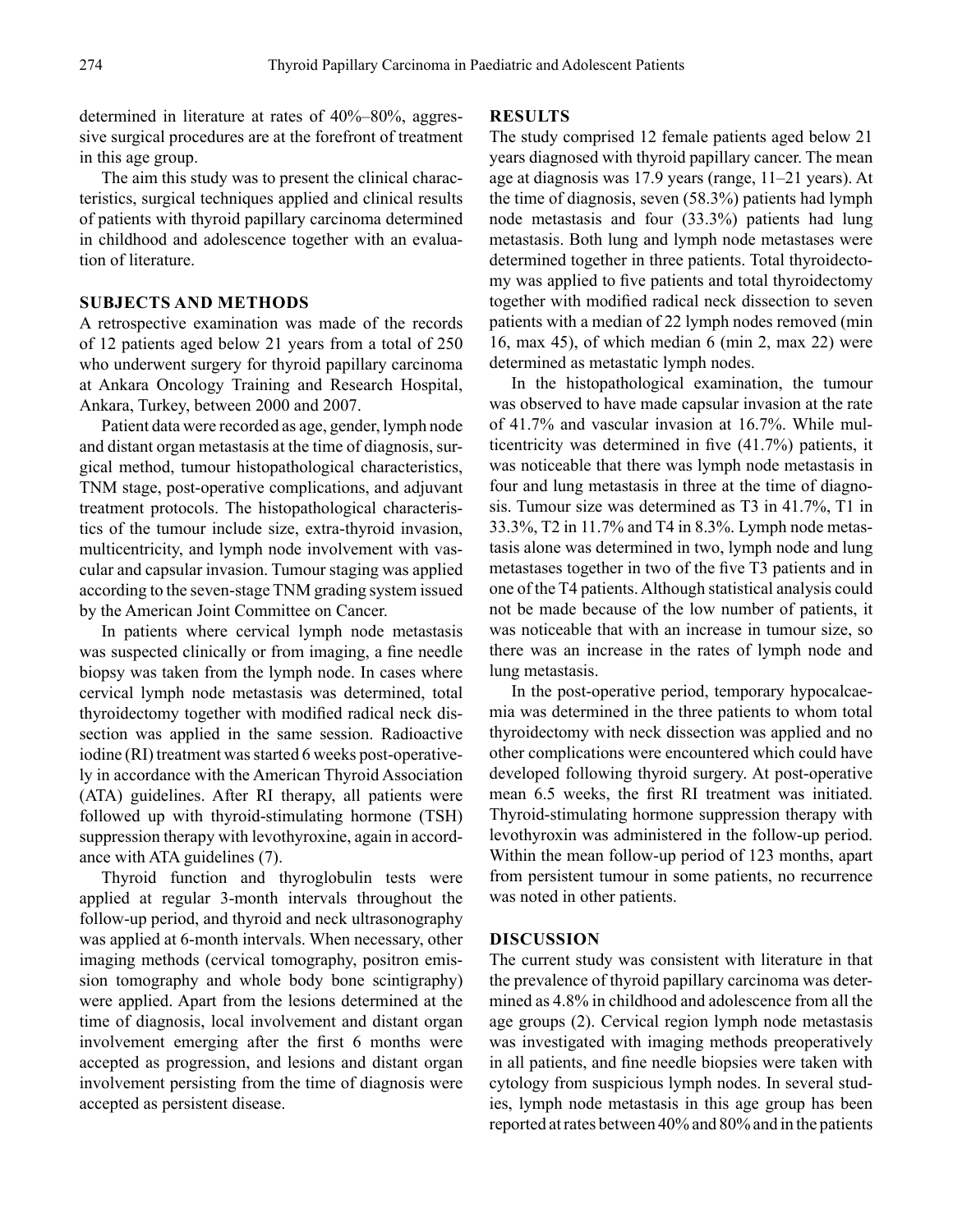determined in literature at rates of 40%–80%, aggressive surgical procedures are at the forefront of treatment in this age group.

The aim this study was to present the clinical characteristics, surgical techniques applied and clinical results of patients with thyroid papillary carcinoma determined in childhood and adolescence together with an evaluation of literature.

## SUBJECTS AND METHODS

A retrospective examination was made of the records of 12 patients aged below 21 years from a total of 250 who underwent surgery for thyroid papillary carcinoma at Ankara Oncology Training and Research Hospital, Ankara, Turkey, between 2000 and 2007.

Patient data were recorded as age, gender, lymph node and distant organ metastasis at the time of diagnosis, surgical method, tumour histopathological characteristics, TNM stage, post-operative complications, and adjuvant treatment protocols. The histopathological characteristics of the tumour include size, extra-thyroid invasion, multicentricity, and lymph node involvement with vascular and capsular invasion. Tumour staging was applied according to the seven-stage TNM grading system issued by the American Joint Committee on Cancer.

In patients where cervical lymph node metastasis was suspected clinically or from imaging, a fine needle biopsy was taken from the lymph node. In cases where cervical lymph node metastasis was determined, total thyroidectomy together with modified radical neck dissection was applied in the same session. Radioactive iodine (RI) treatment was started 6 weeks post-operatively in accordance with the American Thyroid Association (ATA) guidelines. After RI therapy, all patients were followed up with thyroid-stimulating hormone (TSH) suppression therapy with levothyroxine, again in accordance with ATA guidelines (7).

Thyroid function and thyroglobulin tests were applied at regular 3-month intervals throughout the follow-up period, and thyroid and neck ultrasonography was applied at 6-month intervals. When necessary, other imaging methods (cervical tomography, positron emission tomography and whole body bone scintigraphy) were applied. Apart from the lesions determined at the time of diagnosis, local involvement and distant organ involvement emerging after the first 6 months were accepted as progression, and lesions and distant organ involvement persisting from the time of diagnosis were accepted as persistent disease.

## RESULTS

The study comprised 12 female patients aged below 21 years diagnosed with thyroid papillary cancer. The mean age at diagnosis was 17.9 years (range, 11–21 years). At the time of diagnosis, seven (58.3%) patients had lymph node metastasis and four (33.3%) patients had lung metastasis. Both lung and lymph node metastases were determined together in three patients. Total thyroidectomy was applied to five patients and total thyroidectomy together with modified radical neck dissection to seven patients with a median of 22 lymph nodes removed (min 16, max 45), of which median 6 (min 2, max 22) were determined as metastatic lymph nodes.

In the histopathological examination, the tumour was observed to have made capsular invasion at the rate of 41.7% and vascular invasion at 16.7%. While multicentricity was determined in five (41.7%) patients, it was noticeable that there was lymph node metastasis in four and lung metastasis in three at the time of diagnosis. Tumour size was determined as T3 in 41.7%, T1 in 33.3%, T2 in 11.7% and T4 in 8.3%. Lymph node metastasis alone was determined in two, lymph node and lung metastases together in two of the five T3 patients and in one of the T4 patients. Although statistical analysis could not be made because of the low number of patients, it was noticeable that with an increase in tumour size, so there was an increase in the rates of lymph node and lung metastasis.

In the post-operative period, temporary hypocalcaemia was determined in the three patients to whom total thyroidectomy with neck dissection was applied and no other complications were encountered which could have developed following thyroid surgery. At post-operative mean 6.5 weeks, the first RI treatment was initiated. Thyroid-stimulating hormone suppression therapy with levothyroxin was administered in the follow-up period. Within the mean follow-up period of 123 months, apart from persistent tumour in some patients, no recurrence was noted in other patients.

## DISCUSSION

The current study was consistent with literature in that the prevalence of thyroid papillary carcinoma was determined as 4.8% in childhood and adolescence from all the age groups (2). Cervical region lymph node metastasis was investigated with imaging methods preoperatively in all patients, and fine needle biopsies were taken with cytology from suspicious lymph nodes. In several studies, lymph node metastasis in this age group has been reported at rates between 40% and 80% and in the patients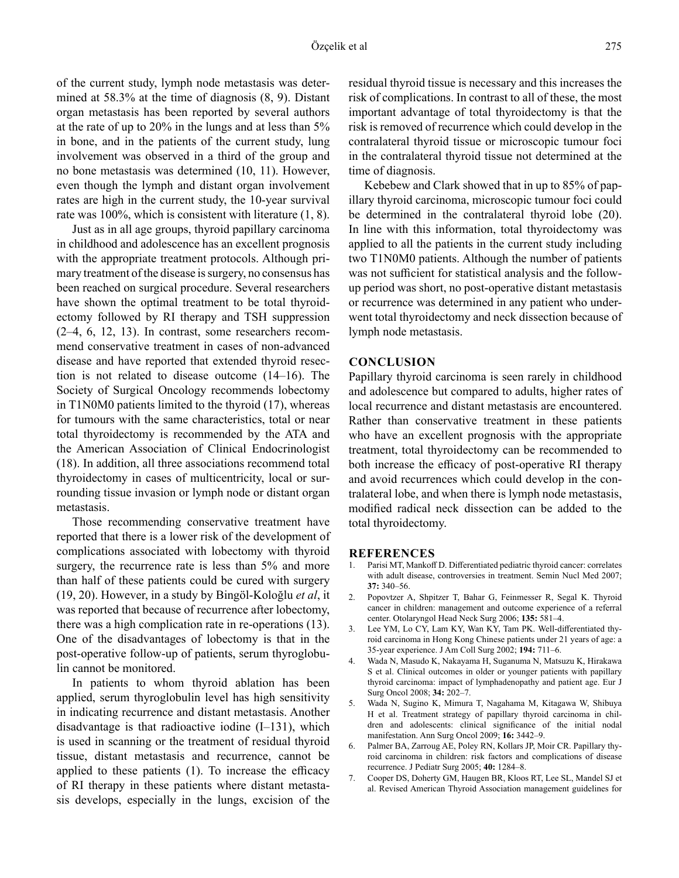of the current study, lymph node metastasis was determined at 58.3% at the time of diagnosis (8, 9). Distant organ metastasis has been reported by several authors at the rate of up to 20% in the lungs and at less than 5% in bone, and in the patients of the current study, lung involvement was observed in a third of the group and no bone metastasis was determined (10, 11). However, even though the lymph and distant organ involvement rates are high in the current study, the 10-year survival rate was 100%, which is consistent with literature (1, 8).

Just as in all age groups, thyroid papillary carcinoma in childhood and adolescence has an excellent prognosis with the appropriate treatment protocols. Although primary treatment of the disease is surgery, no consensus has been reached on surgical procedure. Several researchers have shown the optimal treatment to be total thyroidectomy followed by RI therapy and TSH suppression (2–4, 6, 12, 13). In contrast, some researchers recommend conservative treatment in cases of non-advanced disease and have reported that extended thyroid resection is not related to disease outcome (14–16). The Society of Surgical Oncology recommends lobectomy in T1N0M0 patients limited to the thyroid (17), whereas for tumours with the same characteristics, total or near total thyroidectomy is recommended by the ATA and the American Association of Clinical Endocrinologist (18). In addition, all three associations recommend total thyroidectomy in cases of multicentricity, local or surrounding tissue invasion or lymph node or distant organ metastasis.

Those recommending conservative treatment have reported that there is a lower risk of the development of complications associated with lobectomy with thyroid surgery, the recurrence rate is less than 5% and more than half of these patients could be cured with surgery (19, 20). However, in a study by Bingöl-Koloğlu *et al*, it was reported that because of recurrence after lobectomy, there was a high complication rate in re-operations (13). One of the disadvantages of lobectomy is that in the post-operative follow-up of patients, serum thyroglobulin cannot be monitored.

In patients to whom thyroid ablation has been applied, serum thyroglobulin level has high sensitivity in indicating recurrence and distant metastasis. Another disadvantage is that radioactive iodine (I–131), which is used in scanning or the treatment of residual thyroid tissue, distant metastasis and recurrence, cannot be applied to these patients (1). To increase the efficacy of RI therapy in these patients where distant metastasis develops, especially in the lungs, excision of the residual thyroid tissue is necessary and this increases the risk of complications. In contrast to all of these, the most important advantage of total thyroidectomy is that the risk is removed of recurrence which could develop in the contralateral thyroid tissue or microscopic tumour foci in the contralateral thyroid tissue not determined at the time of diagnosis.

Kebebew and Clark showed that in up to 85% of papillary thyroid carcinoma, microscopic tumour foci could be determined in the contralateral thyroid lobe (20). In line with this information, total thyroidectomy was applied to all the patients in the current study including two T1N0M0 patients. Although the number of patients was not sufficient for statistical analysis and the follow-up period was short, no post-operative distant metastasis or recurrence was determined in any patient who underwent total thyroidectomy and neck dissection because of lymph node metastasis.

## CONCLUSION

Papillary thyroid carcinoma is seen rarely in childhood and adolescence but compared to adults, higher rates of local recurrence and distant metastasis are encountered. Rather than conservative treatment in these patients who have an excellent prognosis with the appropriate treatment, total thyroidectomy can be recommended to both increase the efficacy of post-operative RI therapy and avoid recurrences which could develop in the contralateral lobe, and when there is lymph node metastasis, modified radical neck dissection can be added to the total thyroidectomy.

## REFERENCES

1. Parisi MT, Mankoff D. Differentiated pediatric thyroid cancer: correlates with adult disease, controversies in treatment. Semin Nucl Med 2007; **37:** 340–56.
2. Popovtzer A, Shpitzer T, Bahar G, Feinmesser R, Segal K. Thyroid cancer in children: management and outcome experience of a referral center. Otolaryngol Head Neck Surg 2006; **135:** 581–4.
3. Lee YM, Lo CY, Lam KY, Wan KY, Tam PK. Well-differentiated thyroid carcinoma in Hong Kong Chinese patients under 21 years of age: a 35-year experience. J Am Coll Surg 2002; **194:** 711–6.
4. Wada N, Masudo K, Nakayama H, Suganuma N, Matsuzu K, Hirakawa S et al. Clinical outcomes in older or younger patients with papillary thyroid carcinoma: impact of lymphadenopathy and patient age. Eur J Surg Oncol 2008; **34:** 202–7.
5. Wada N, Sugino K, Mimura T, Nagahama M, Kitagawa W, Shibuya H et al. Treatment strategy of papillary thyroid carcinoma in children and adolescents: clinical significance of the initial nodal manifestation. Ann Surg Oncol 2009; **16:** 3442–9.
6. Palmer BA, Zarroug AE, Poley RN, Kollars JP, Moir CR. Papillary thyroid carcinoma in children: risk factors and complications of disease recurrence. J Pediatr Surg 2005; **40:** 1284–8.
7. Cooper DS, Doherty GM, Haugen BR, Kloos RT, Lee SL, Mandel SJ et al. Revised American Thyroid Association management guidelines for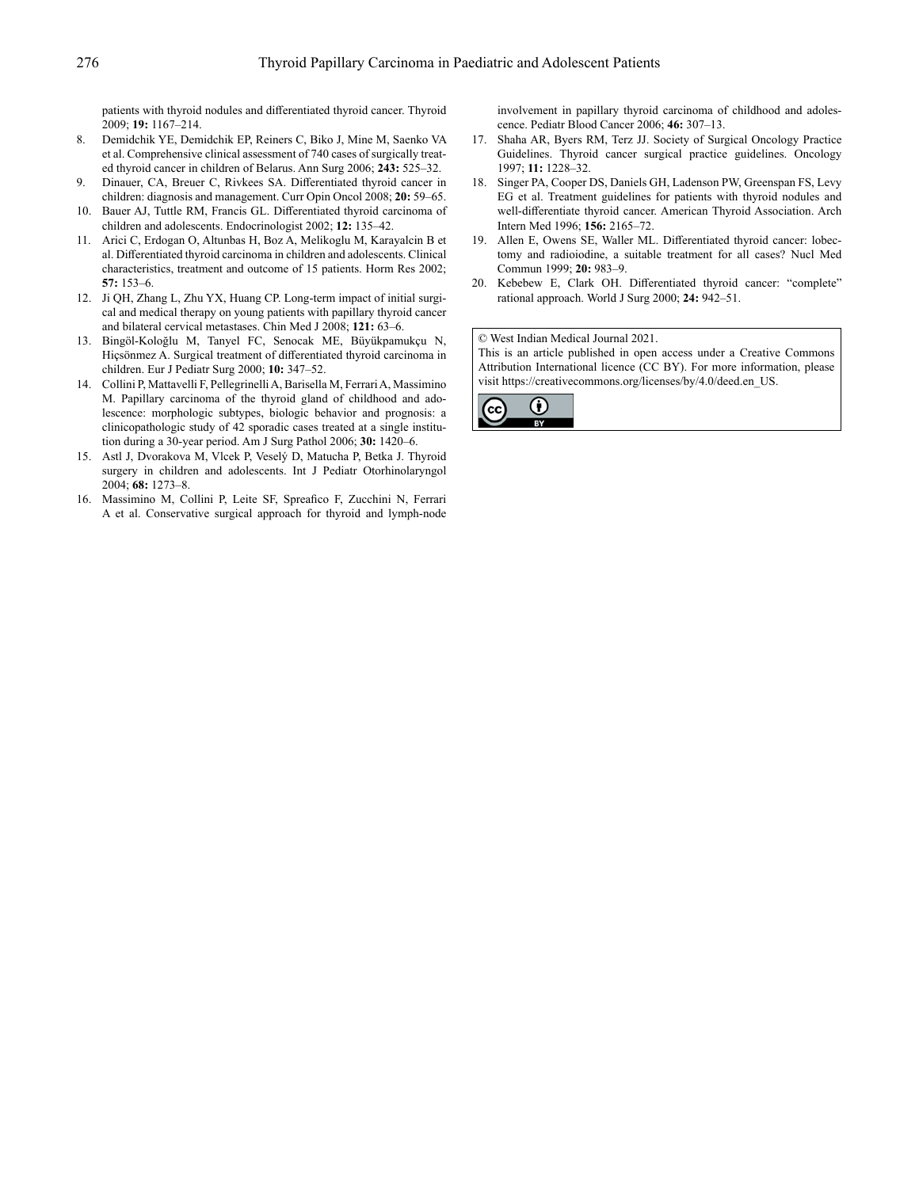patients with thyroid nodules and differentiated thyroid cancer. Thyroid 2009; **19:** 1167–214.

8. Demidchik YE, Demidchik EP, Reiners C, Biko J, Mine M, Saenko VA et al. Comprehensive clinical assessment of 740 cases of surgically treated thyroid cancer in children of Belarus. Ann Surg 2006; **243:** 525–32.
9. Dinauer, CA, Breuer C, Rivkees SA. Differentiated thyroid cancer in children: diagnosis and management. Curr Opin Oncol 2008; **20:** 59–65.
10. Bauer AJ, Tuttle RM, Francis GL. Differentiated thyroid carcinoma of children and adolescents. Endocrinologist 2002; **12:** 135–42.
11. Arici C, Erdogan O, Altunbas H, Boz A, Melikoglu M, Karayalcin B et al. Differentiated thyroid carcinoma in children and adolescents. Clinical characteristics, treatment and outcome of 15 patients. Horm Res 2002; **57:** 153–6.
12. Ji QH, Zhang L, Zhu YX, Huang CP. Long-term impact of initial surgical and medical therapy on young patients with papillary thyroid cancer and bilateral cervical metastases. Chin Med J 2008; **121:** 63–6.
13. Bingöl-Koloğlu M, Tanyel FC, Senocak ME, Büyükpamukçu N, Hiçsönmez A. Surgical treatment of differentiated thyroid carcinoma in children. Eur J Pediatr Surg 2000; **10:** 347–52.
14. Collini P, Mattavelli F, Pellegrinelli A, Barisella M, Ferrari A, Massimino M. Papillary carcinoma of the thyroid gland of childhood and adolescence: morphologic subtypes, biologic behavior and prognosis: a clinicopathologic study of 42 sporadic cases treated at a single institution during a 30-year period. Am J Surg Pathol 2006; **30:** 1420–6.
15. Astl J, Dvorakova M, Vlcek P, Veselý D, Matucha P, Betka J. Thyroid surgery in children and adolescents. Int J Pediatr Otorhinolaryngol 2004; **68:** 1273–8.
16. Massimino M, Collini P, Leite SF, Spreafico F, Zucchini N, Ferrari A et al. Conservative surgical approach for thyroid and lymph-node involvement in papillary thyroid carcinoma of childhood and adolescence. Pediatr Blood Cancer 2006; **46:** 307–13.
17. Shaha AR, Byers RM, Terz JJ. Society of Surgical Oncology Practice Guidelines. Thyroid cancer surgical practice guidelines. Oncology 1997; **11:** 1228–32.
18. Singer PA, Cooper DS, Daniels GH, Ladenson PW, Greenspan FS, Levy EG et al. Treatment guidelines for patients with thyroid nodules and well-differentiate thyroid cancer. American Thyroid Association. Arch Intern Med 1996; **156:** 2165–72.
19. Allen E, Owens SE, Waller ML. Differentiated thyroid cancer: lobectomy and radioiodine, a suitable treatment for all cases? Nucl Med Commun 1999; **20:** 983–9.
20. Kebebew E, Clark OH. Differentiated thyroid cancer: "complete" rational approach. World J Surg 2000; **24:** 942–51.

© West Indian Medical Journal 2021.
This is an article published in open access under a Creative Commons Attribution International licence (CC BY). For more information, please visit https://creativecommons.org/licenses/by/4.0/deed.en_US.